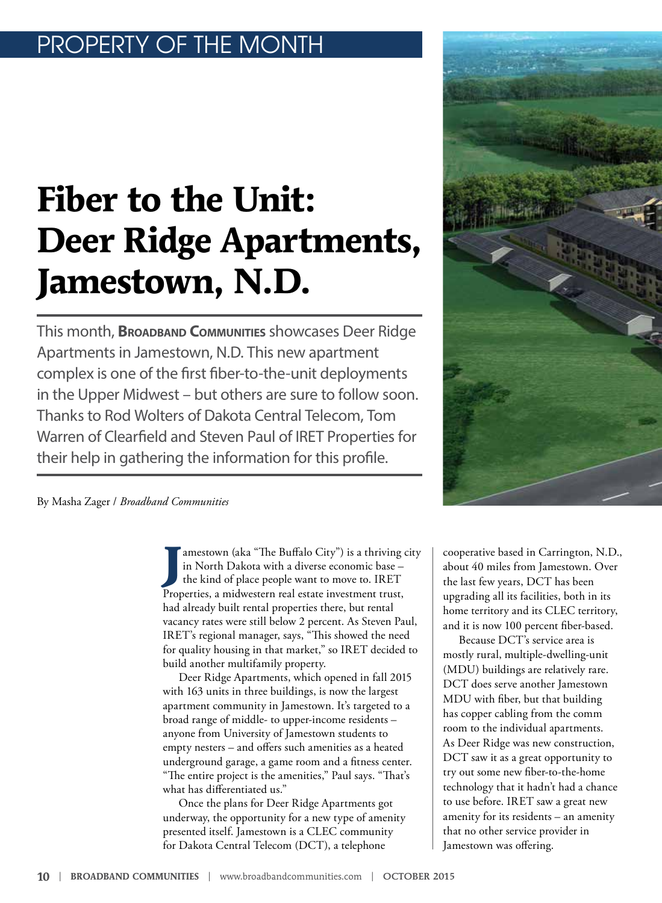PROPERTY OF THE MONTH

# Fiber to the Unit: Deer Ridge Apartments, Jamestown, N.D.

This month, **Broadband Communities** showcases Deer Ridge Apartments in Jamestown, N.D. This new apartment complex is one of the first fiber-to-the-unit deployments in the Upper Midwest – but others are sure to follow soon. Thanks to Rod Wolters of Dakota Central Telecom, Tom Warren of Clearfield and Steven Paul of IRET Properties for their help in gathering the information for this profile.

By Masha Zager / *Broadband Communities*

Jamestown (aka "The Buffalo City") is a thriving city in North Dakota with a diverse economic base – the kind of place people want to move to. IRET Properties, a midwestern real estate investment trust, had already built rental properties there, but rental vacancy rates were still below 2 percent. As Steven Paul, IRET's regional manager, says, "This showed the need for quality housing in that market," so IRET decided to build another multifamily property.

Deer Ridge Apartments, which opened in fall 2015 with 163 units in three buildings, is now the largest apartment community in Jamestown. It's targeted to a broad range of middle- to upper-income residents – anyone from University of Jamestown students to empty nesters – and offers such amenities as a heated underground garage, a game room and a fitness center. "The entire project is the amenities," Paul says. "That's what has differentiated us."

Once the plans for Deer Ridge Apartments got underway, the opportunity for a new type of amenity presented itself. Jamestown is a CLEC community for Dakota Central Telecom (DCT), a telephone cooperative based in Carrington, N.D., about 40 miles from Jamestown. Over the last few years, DCT has been upgrading all its facilities, both in its home territory and its CLEC territory, and it is now 100 percent fiber-based.

Because DCT's service area is mostly rural, multiple-dwelling-unit (MDU) buildings are relatively rare. DCT does serve another Jamestown MDU with fiber, but that building has copper cabling from the comm room to the individual apartments. As Deer Ridge was new construction, DCT saw it as a great opportunity to try out some new fiber-to-the-home technology that it hadn't had a chance to use before. IRET saw a great new amenity for its residents – an amenity that no other service provider in Jamestown was offering.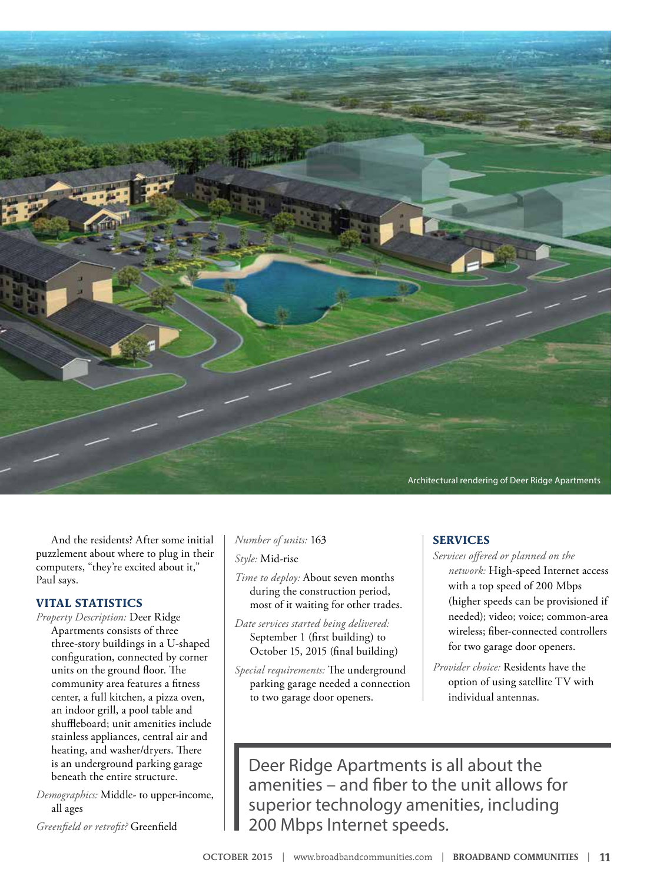Architectural rendering of Deer Ridge Apartments

And the residents? After some initial puzzlement about where to plug in their computers, "they're excited about it," Paul says.

### VITAL STATISTICS

*Property Description:* Deer Ridge Apartments consists of three three-story buildings in a U-shaped configuration, connected by corner units on the ground floor. The community area features a fitness center, a full kitchen, a pizza oven, an indoor grill, a pool table and shuffleboard; unit amenities include stainless appliances, central air and heating, and washer/dryers. There is an underground parking garage beneath the entire structure.

*Demographics:* Middle- to upper-income, all ages

*Greenfield or retrofit?* Greenfield

*Number of units:* 163

*Style:* Mid-rise

*Time to deploy:* About seven months during the construction period, most of it waiting for other trades.

*Date services started being delivered:* September 1 (first building) to October 15, 2015 (final building)

*Special requirements:* The underground parking garage needed a connection to two garage door openers.

### SERVICES

*Services offered or planned on the network:* High-speed Internet access with a top speed of 200 Mbps (higher speeds can be provisioned if needed); video; voice; common-area wireless; fiber-connected controllers for two garage door openers.

*Provider choice:* Residents have the option of using satellite TV with individual antennas.

> Deer Ridge Apartments is all about the amenities – and fiber to the unit allows for superior technology amenities, including 200 Mbps Internet speeds.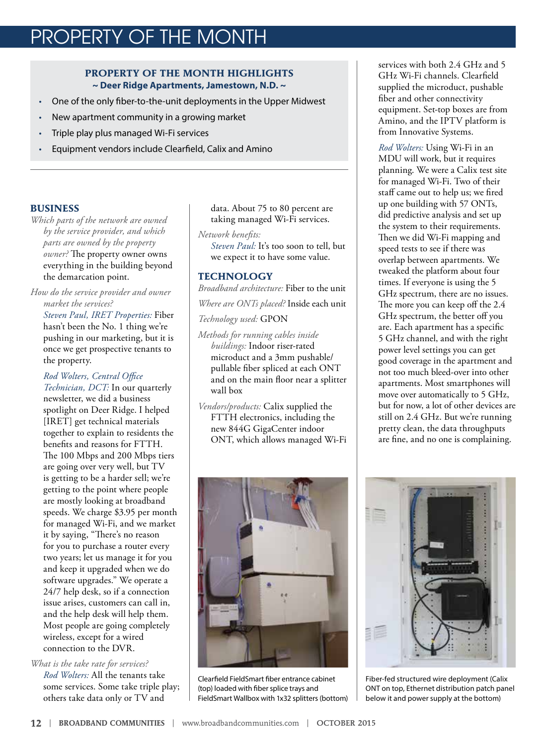# PROPERTY OF THE MONTH

**PROPERTY OF THE MONTH HIGHLIGHTS**
**~ Deer Ridge Apartments, Jamestown, N.D. ~**

- One of the only fiber-to-the-unit deployments in the Upper Midwest
- New apartment community in a growing market
- Triple play plus managed Wi-Fi services
- Equipment vendors include Clearfield, Calix and Amino

## BUSINESS

*Which parts of the network are owned by the service provider, and which parts are owned by the property owner?* The property owner owns everything in the building beyond the demarcation point.

*How do the service provider and owner market the services?*

*Steven Paul, IRET Properties:* Fiber hasn't been the No. 1 thing we're pushing in our marketing, but it is once we get prospective tenants to the property.

*Rod Wolters, Central Office Technician, DCT:* In our quarterly newsletter, we did a business spotlight on Deer Ridge. I helped [IRET] get technical materials together to explain to residents the benefits and reasons for FTTH. The 100 Mbps and 200 Mbps tiers are going over very well, but TV is getting to be a harder sell; we're getting to the point where people are mostly looking at broadband speeds. We charge $3.95 per month for managed Wi-Fi, and we market it by saying, "There's no reason for you to purchase a router every two years; let us manage it for you and keep it upgraded when we do software upgrades." We operate a 24/7 help desk, so if a connection issue arises, customers can call in, and the help desk will help them. Most people are going completely wireless, except for a wired connection to the DVR.

*What is the take rate for services?*

*Rod Wolters:* All the tenants take some services. Some take triple play; others take data only or TV and data. About 75 to 80 percent are taking managed Wi-Fi services.

*Network benefits:*

*Steven Paul:* It's too soon to tell, but we expect it to have some value.

## TECHNOLOGY

*Broadband architecture:* Fiber to the unit

*Where are ONTs placed?* Inside each unit

*Technology used:* GPON

*Methods for running cables inside buildings:* Indoor riser-rated microduct and a 3mm pushable/pullable fiber spliced at each ONT and on the main floor near a splitter wall box

*Vendors/products:* Calix supplied the FTTH electronics, including the new 844G GigaCenter indoor ONT, which allows managed Wi-Fi services with both 2.4 GHz and 5 GHz Wi-Fi channels. Clearfield supplied the microduct, pushable fiber and other connectivity equipment. Set-top boxes are from Amino, and the IPTV platform is from Innovative Systems.

*Rod Wolters:* Using Wi-Fi in an MDU will work, but it requires planning. We were a Calix test site for managed Wi-Fi. Two of their staff came out to help us; we fired up one building with 57 ONTs, did predictive analysis and set up the system to their requirements. Then we did Wi-Fi mapping and speed tests to see if there was overlap between apartments. We tweaked the platform about four times. If everyone is using the 5 GHz spectrum, there are no issues. The more you can keep off the 2.4 GHz spectrum, the better off you are. Each apartment has a specific 5 GHz channel, and with the right power level settings you can get good coverage in the apartment and not too much bleed-over into other apartments. Most smartphones will move over automatically to 5 GHz, but for now, a lot of other devices are still on 2.4 GHz. But we're running pretty clean, the data throughputs are fine, and no one is complaining.

Clearfield FieldSmart fiber entrance cabinet (top) loaded with fiber splice trays and FieldSmart Wallbox with 1x32 splitters (bottom)

Fiber-fed structured wire deployment (Calix ONT on top, Ethernet distribution patch panel below it and power supply at the bottom)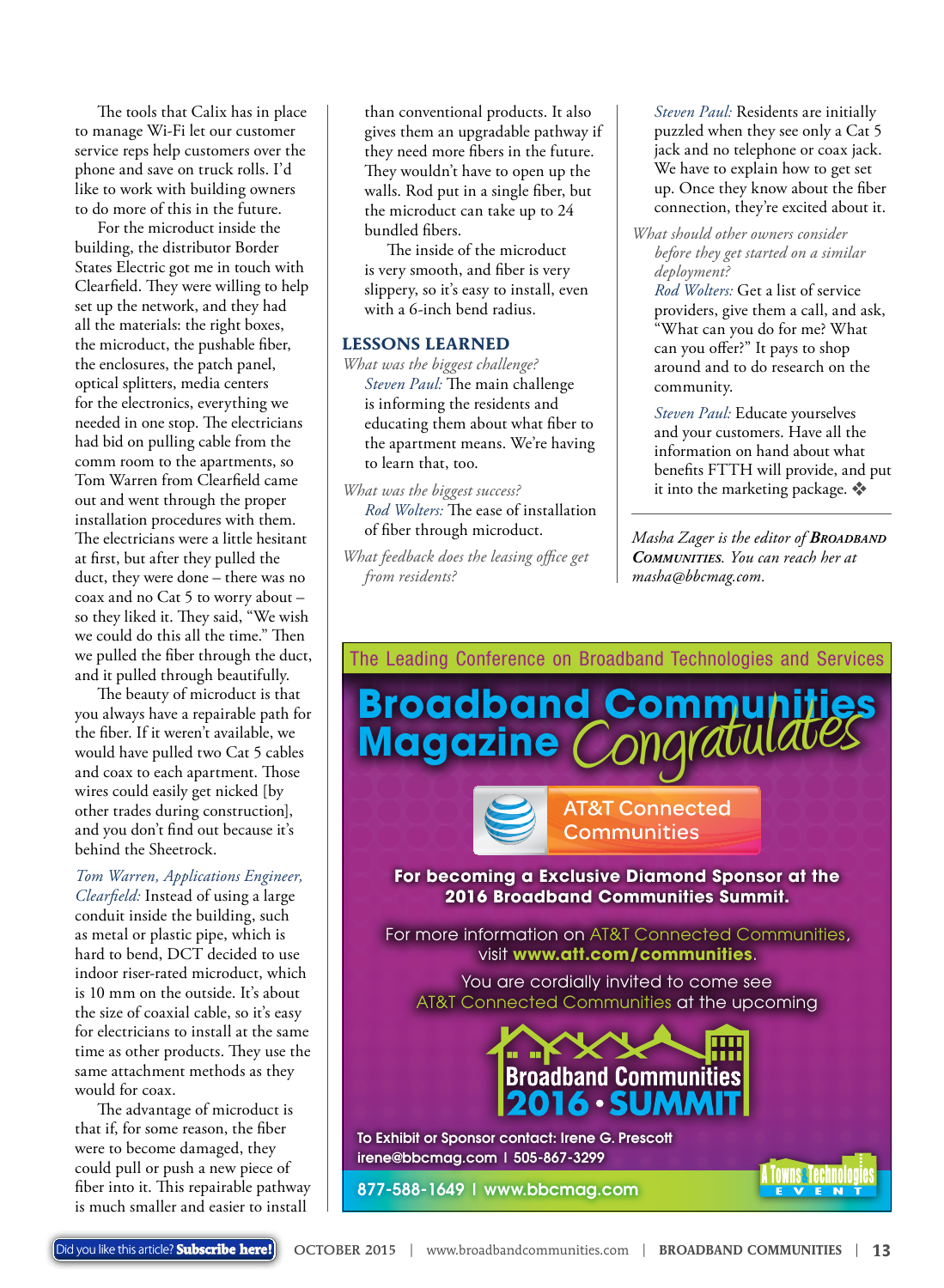The tools that Calix has in place to manage Wi-Fi let our customer service reps help customers over the phone and save on truck rolls. I'd like to work with building owners to do more of this in the future.

For the microduct inside the building, the distributor Border States Electric got me in touch with Clearfield. They were willing to help set up the network, and they had all the materials: the right boxes, the microduct, the pushable fiber, the enclosures, the patch panel, optical splitters, media centers for the electronics, everything we needed in one stop. The electricians had bid on pulling cable from the comm room to the apartments, so Tom Warren from Clearfield came out and went through the proper installation procedures with them. The electricians were a little hesitant at first, but after they pulled the duct, they were done – there was no coax and no Cat 5 to worry about – so they liked it. They said, "We wish we could do this all the time." Then we pulled the fiber through the duct, and it pulled through beautifully.

The beauty of microduct is that you always have a repairable path for the fiber. If it weren't available, we would have pulled two Cat 5 cables and coax to each apartment. Those wires could easily get nicked [by other trades during construction], and you don't find out because it's behind the Sheetrock.

*Tom Warren, Applications Engineer, Clearfield:* Instead of using a large conduit inside the building, such as metal or plastic pipe, which is hard to bend, DCT decided to use indoor riser-rated microduct, which is 10 mm on the outside. It's about the size of coaxial cable, so it's easy for electricians to install at the same time as other products. They use the same attachment methods as they would for coax.

The advantage of microduct is that if, for some reason, the fiber were to become damaged, they could pull or push a new piece of fiber into it. This repairable pathway is much smaller and easier to install than conventional products. It also gives them an upgradable pathway if they need more fibers in the future. They wouldn't have to open up the walls. Rod put in a single fiber, but the microduct can take up to 24 bundled fibers.

The inside of the microduct is very smooth, and fiber is very slippery, so it's easy to install, even with a 6-inch bend radius.

## LESSONS LEARNED

*What was the biggest challenge?*

*Steven Paul:* The main challenge is informing the residents and educating them about what fiber to the apartment means. We're having to learn that, too.

*What was the biggest success?*

*Rod Wolters:* The ease of installation of fiber through microduct.

*What feedback does the leasing office get from residents?*

*Steven Paul:* Residents are initially puzzled when they see only a Cat 5 jack and no telephone or coax jack. We have to explain how to get set up. Once they know about the fiber connection, they're excited about it.

*What should other owners consider before they get started on a similar deployment?*

*Rod Wolters:* Get a list of service providers, give them a call, and ask, "What can you do for me? What can you offer?" It pays to shop around and to do research on the community.

*Steven Paul:* Educate yourselves and your customers. Have all the information on hand about what benefits FTTH will provide, and put it into the marketing package. ❖

*Masha Zager is the editor of* ***Broadband Communities****. You can reach her at masha@bbcmag.com.*

The Leading Conference on Broadband Technologies and Services

**Broadband Communities Magazine Congratulates**

AT&T Connected Communities

**For becoming a Exclusive Diamond Sponsor at the 2016 Broadband Communities Summit.**

For more information on AT&T Connected Communities, visit **www.att.com/communities**.

You are cordially invited to come see AT&T Connected Communities at the upcoming

Broadband Communities 2016 • SUMMIT

To Exhibit or Sponsor contact: Irene G. Prescott
irene@bbcmag.com | 505-867-3299

877-588-1649 | www.bbcmag.com

A Towns & Technologies EVENT

Did you like this article? **Subscribe here!**